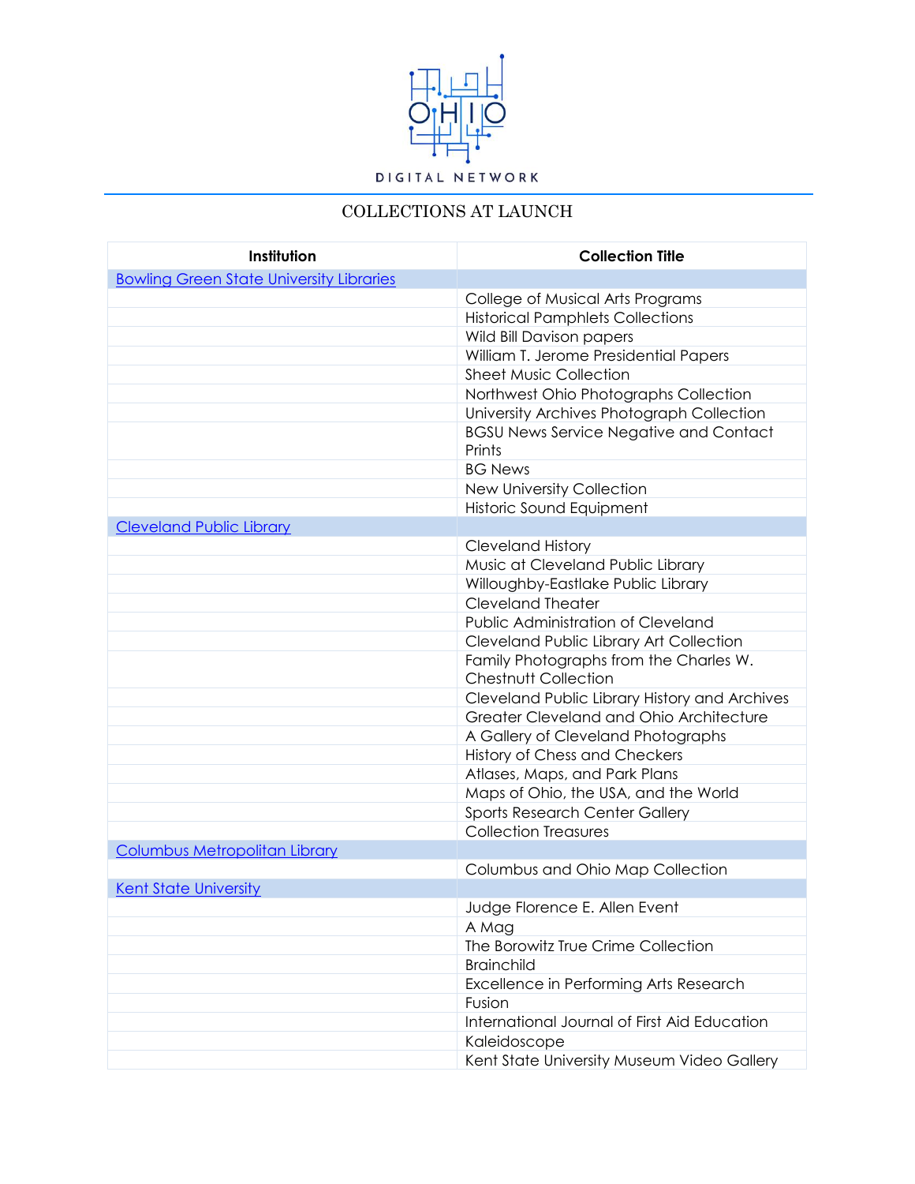OHIO DIGITAL NETWORK

COLLECTIONS AT LAUNCH

| Institution | Collection Title |
|---|---|
| Bowling Green State University Libraries | |
| | College of Musical Arts Programs |
| | Historical Pamphlets Collections |
| | Wild Bill Davison papers |
| | William T. Jerome Presidential Papers |
| | Sheet Music Collection |
| | Northwest Ohio Photographs Collection |
| | University Archives Photograph Collection |
| | BGSU News Service Negative and Contact Prints |
| | BG News |
| | New University Collection |
| | Historic Sound Equipment |
| Cleveland Public Library | |
| | Cleveland History |
| | Music at Cleveland Public Library |
| | Willoughby-Eastlake Public Library |
| | Cleveland Theater |
| | Public Administration of Cleveland |
| | Cleveland Public Library Art Collection |
| | Family Photographs from the Charles W. Chestnutt Collection |
| | Cleveland Public Library History and Archives |
| | Greater Cleveland and Ohio Architecture |
| | A Gallery of Cleveland Photographs |
| | History of Chess and Checkers |
| | Atlases, Maps, and Park Plans |
| | Maps of Ohio, the USA, and the World |
| | Sports Research Center Gallery |
| | Collection Treasures |
| Columbus Metropolitan Library | |
| | Columbus and Ohio Map Collection |
| Kent State University | |
| | Judge Florence E. Allen Event |
| | A Mag |
| | The Borowitz True Crime Collection |
| | Brainchild |
| | Excellence in Performing Arts Research |
| | Fusion |
| | International Journal of First Aid Education |
| | Kaleidoscope |
| | Kent State University Museum Video Gallery |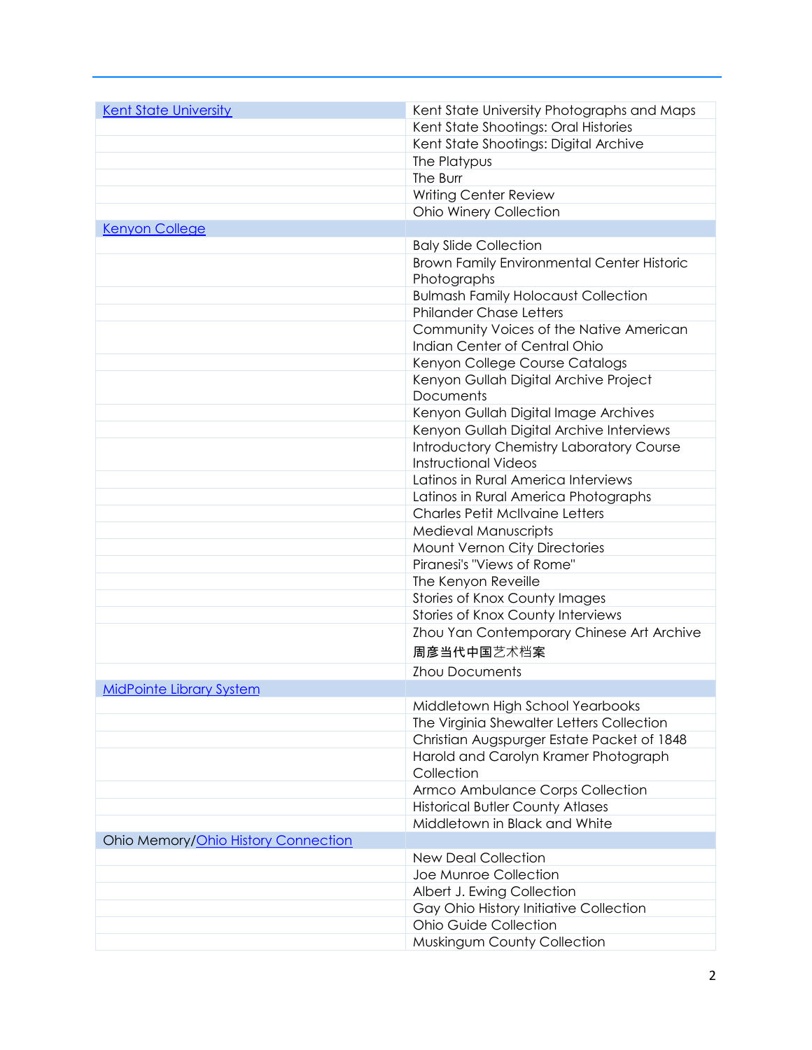| | |
|---|---|
| Kent State University | Kent State University Photographs and Maps |
| | Kent State Shootings: Oral Histories |
| | Kent State Shootings: Digital Archive |
| | The Platypus |
| | The Burr |
| | Writing Center Review |
| | Ohio Winery Collection |
| Kenyon College | |
| | Baly Slide Collection |
| | Brown Family Environmental Center Historic Photographs |
| | Bulmash Family Holocaust Collection |
| | Philander Chase Letters |
| | Community Voices of the Native American Indian Center of Central Ohio |
| | Kenyon College Course Catalogs |
| | Kenyon Gullah Digital Archive Project Documents |
| | Kenyon Gullah Digital Image Archives |
| | Kenyon Gullah Digital Archive Interviews |
| | Introductory Chemistry Laboratory Course Instructional Videos |
| | Latinos in Rural America Interviews |
| | Latinos in Rural America Photographs |
| | Charles Petit McIlvaine Letters |
| | Medieval Manuscripts |
| | Mount Vernon City Directories |
| | Piranesi's "Views of Rome" |
| | The Kenyon Reveille |
| | Stories of Knox County Images |
| | Stories of Knox County Interviews |
| | Zhou Yan Contemporary Chinese Art Archive 周彦当代中国艺术档案 |
| | Zhou Documents |
| MidPointe Library System | |
| | Middletown High School Yearbooks |
| | The Virginia Shewalter Letters Collection |
| | Christian Augspurger Estate Packet of 1848 |
| | Harold and Carolyn Kramer Photograph Collection |
| | Armco Ambulance Corps Collection |
| | Historical Butler County Atlases |
| | Middletown in Black and White |
| Ohio Memory/Ohio History Connection | |
| | New Deal Collection |
| | Joe Munroe Collection |
| | Albert J. Ewing Collection |
| | Gay Ohio History Initiative Collection |
| | Ohio Guide Collection |
| | Muskingum County Collection |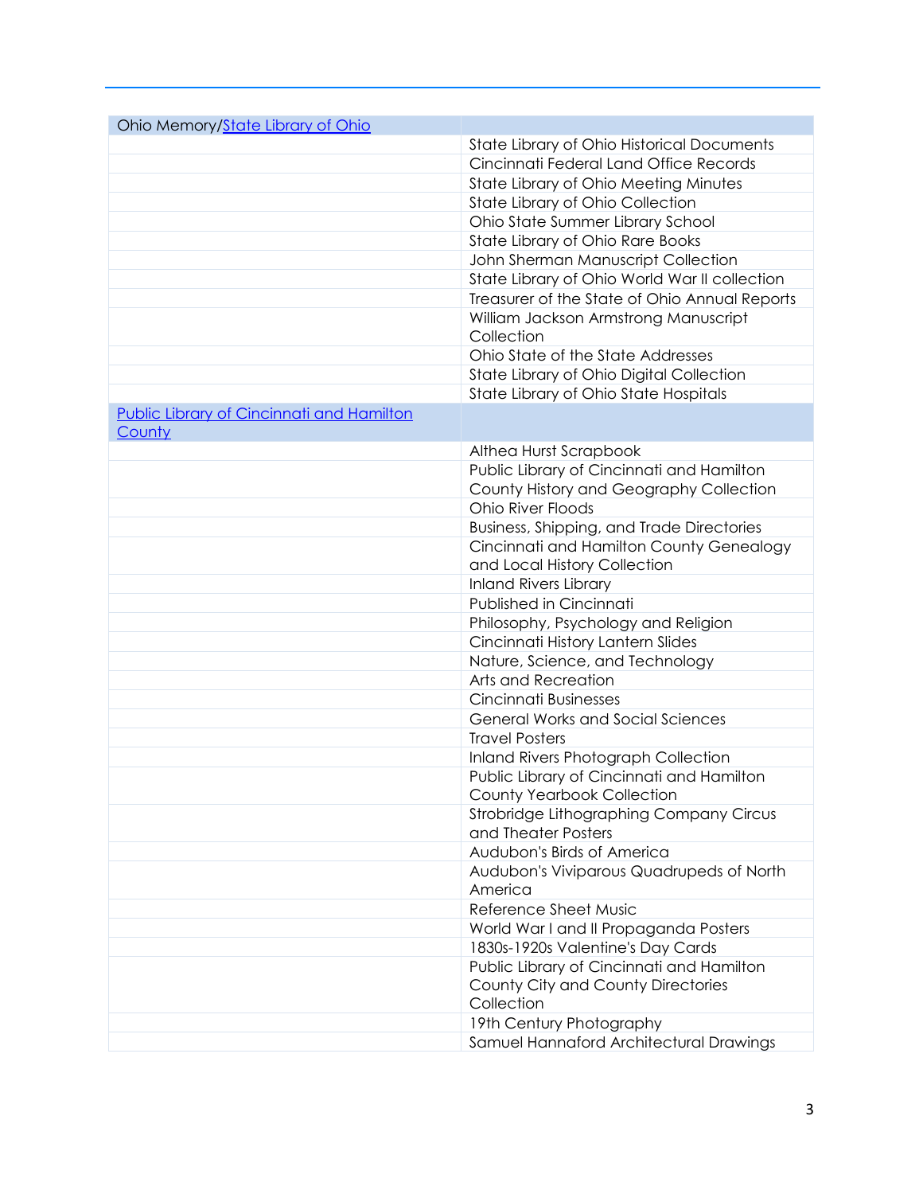| Ohio Memory/[State Library of Ohio]() | |
|---|---|
| | State Library of Ohio Historical Documents |
| | Cincinnati Federal Land Office Records |
| | State Library of Ohio Meeting Minutes |
| | State Library of Ohio Collection |
| | Ohio State Summer Library School |
| | State Library of Ohio Rare Books |
| | John Sherman Manuscript Collection |
| | State Library of Ohio World War II collection |
| | Treasurer of the State of Ohio Annual Reports |
| | William Jackson Armstrong Manuscript Collection |
| | Ohio State of the State Addresses |
| | State Library of Ohio Digital Collection |
| | State Library of Ohio State Hospitals |
| [Public Library of Cincinnati and Hamilton County]() | |
| | Althea Hurst Scrapbook |
| | Public Library of Cincinnati and Hamilton County History and Geography Collection |
| | Ohio River Floods |
| | Business, Shipping, and Trade Directories |
| | Cincinnati and Hamilton County Genealogy and Local History Collection |
| | Inland Rivers Library |
| | Published in Cincinnati |
| | Philosophy, Psychology and Religion |
| | Cincinnati History Lantern Slides |
| | Nature, Science, and Technology |
| | Arts and Recreation |
| | Cincinnati Businesses |
| | General Works and Social Sciences |
| | Travel Posters |
| | Inland Rivers Photograph Collection |
| | Public Library of Cincinnati and Hamilton County Yearbook Collection |
| | Strobridge Lithographing Company Circus and Theater Posters |
| | Audubon's Birds of America |
| | Audubon's Viviparous Quadrupeds of North America |
| | Reference Sheet Music |
| | World War I and II Propaganda Posters |
| | 1830s-1920s Valentine's Day Cards |
| | Public Library of Cincinnati and Hamilton County City and County Directories Collection |
| | 19th Century Photography |
| | Samuel Hannaford Architectural Drawings |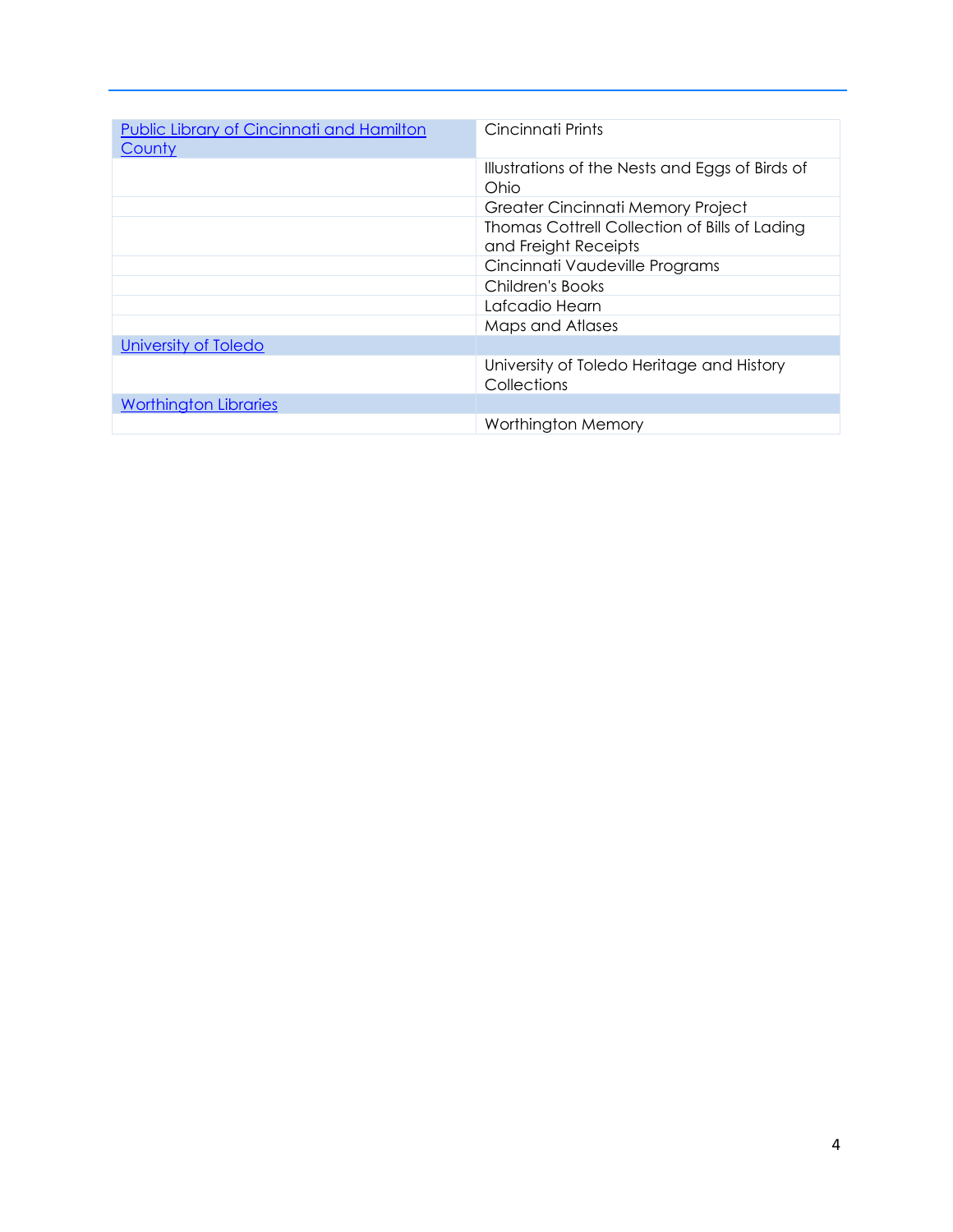| | |
|---|---|
| Public Library of Cincinnati and Hamilton County | Cincinnati Prints |
| | Illustrations of the Nests and Eggs of Birds of Ohio |
| | Greater Cincinnati Memory Project |
| | Thomas Cottrell Collection of Bills of Lading and Freight Receipts |
| | Cincinnati Vaudeville Programs |
| | Children's Books |
| | Lafcadio Hearn |
| | Maps and Atlases |
| University of Toledo | |
| | University of Toledo Heritage and History Collections |
| Worthington Libraries | |
| | Worthington Memory |